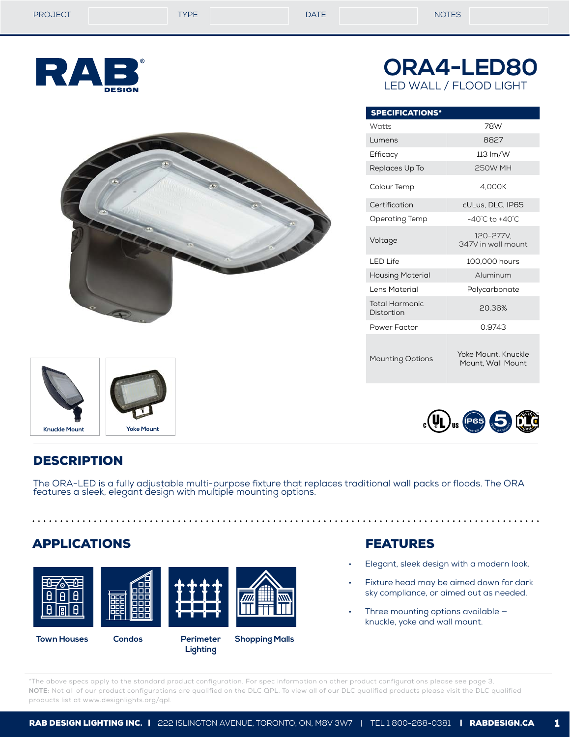| PROJECT | | TYPE | | DATE | | NOTES | |
|---|---|---|---|---|---|---|---|

# ORA4-LED80

LED WALL / FLOOD LIGHT

| SPECIFICATIONS* | |
|---|---|
| Watts | 78W |
| Lumens | 8827 |
| Efficacy | 113 lm/W |
| Replaces Up To | 250W MH |
| Colour Temp | 4,000K |
| Certification | cULus, DLC, IP65 |
| Operating Temp | -40˚C to +40˚C |
| Voltage | 120-277V, 347V in wall mount |
| LED Life | 100,000 hours |
| Housing Material | Aluminum |
| Lens Material | Polycarbonate |
| Total Harmonic Distortion | 20.36% |
| Power Factor | 0.9743 |
| Mounting Options | Yoke Mount, Knuckle Mount, Wall Mount |

Knuckle Mount

Yoke Mount

## DESCRIPTION

The ORA-LED is a fully adjustable multi-purpose fixture that replaces traditional wall packs or floods. The ORA features a sleek, elegant design with multiple mounting options.

## APPLICATIONS

Town Houses

Condos

Perimeter Lighting

Shopping Malls

## FEATURES

- Elegant, sleek design with a modern look.
- Fixture head may be aimed down for dark sky compliance, or aimed out as needed.
- Three mounting options available – knuckle, yoke and wall mount.

*The above specs apply to the standard product configuration. For spec information on other product configurations please see page 3.
**NOTE**: Not all of our product configurations are qualified on the DLC QPL. To view all of our DLC qualified products please visit the DLC qualified products list at www.designlights.org/qpl.

**RAB DESIGN LIGHTING INC.** | 222 ISLINGTON AVENUE, TORONTO, ON, M8V 3W7 | TEL 1 800-268-0381 | **RABDESIGN.CA**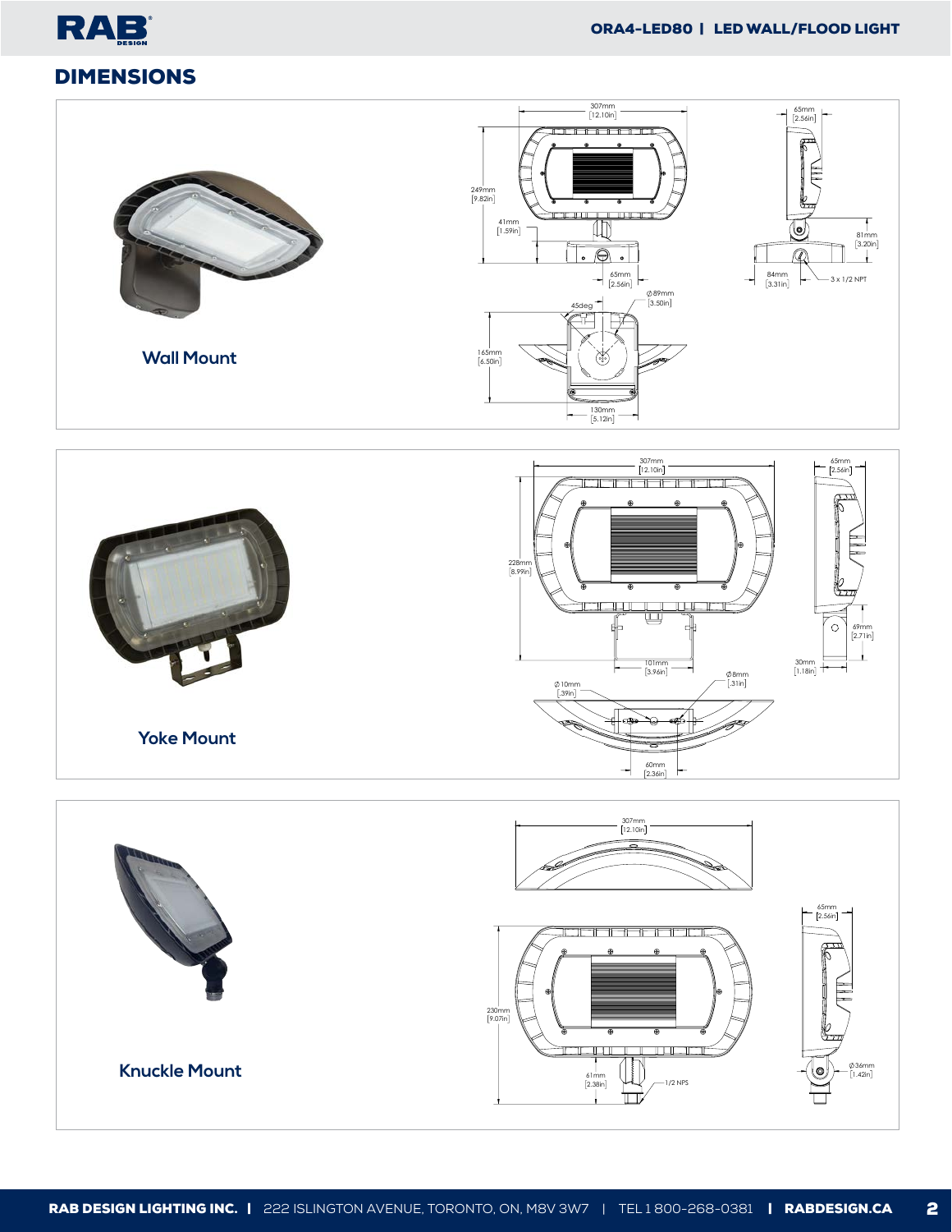## DIMENSIONS

### Wall Mount

307mm [12.10in]

65mm [2.56in]

249mm [9.82in]

41mm [1.59in]

81mm [3.20in]

65mm [2.56in]

84mm [3.31in]

3 x 1/2 NPT

⌀89mm [3.50in]

45deg

165mm [6.50in]

130mm [5.12in]

### Yoke Mount

307mm [12.10in]

65mm [2.56in]

228mm [8.99in]

69mm [2.71in]

101mm [3.96in]

30mm [1.18in]

⌀8mm [.31in]

⌀10mm [.39in]

60mm [2.36in]

### Knuckle Mount

307mm [12.10in]

65mm [2.56in]

230mm [9.07in]

61mm [2.38in]

1/2 NPS

⌀36mm [1.42in]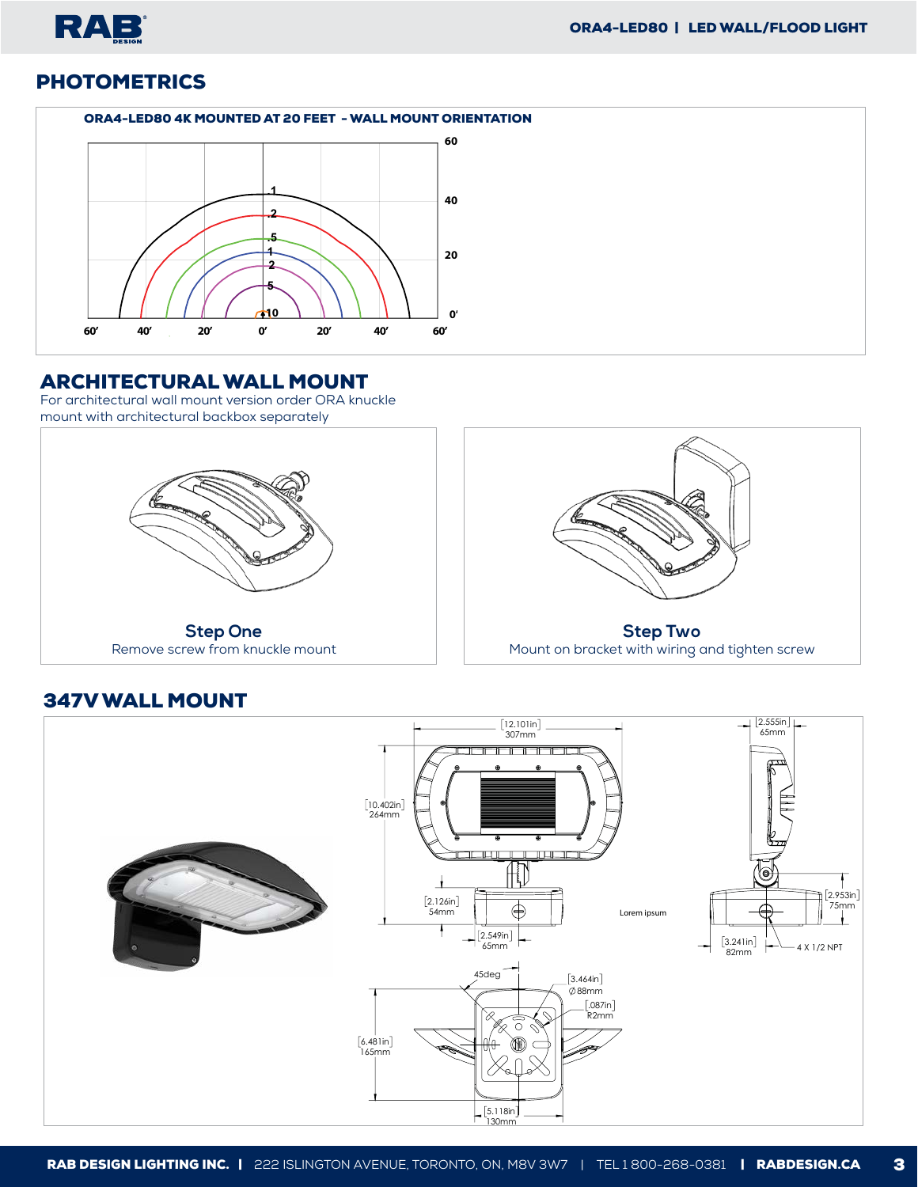## PHOTOMETRICS

**ORA4-LED80 4K MOUNTED AT 20 FEET - WALL MOUNT ORIENTATION**

## ARCHITECTURAL WALL MOUNT

For architectural wall mount version order ORA knuckle mount with architectural backbox separately

**Step One**
Remove screw from knuckle mount

**Step Two**
Mount on bracket with wiring and tighten screw

## 347V WALL MOUNT

[12.101in] 307mm

[10.402in] 264mm

[2.126in] 54mm

[2.549in] 65mm

[2.555in] 65mm

[2.953in] 75mm

[3.241in] 82mm

4 X 1/2 NPT

Lorem ipsum

45deg

[3.464in] ∅88mm

[.087in] R2mm

[6.481in] 165mm

[5.118in] 130mm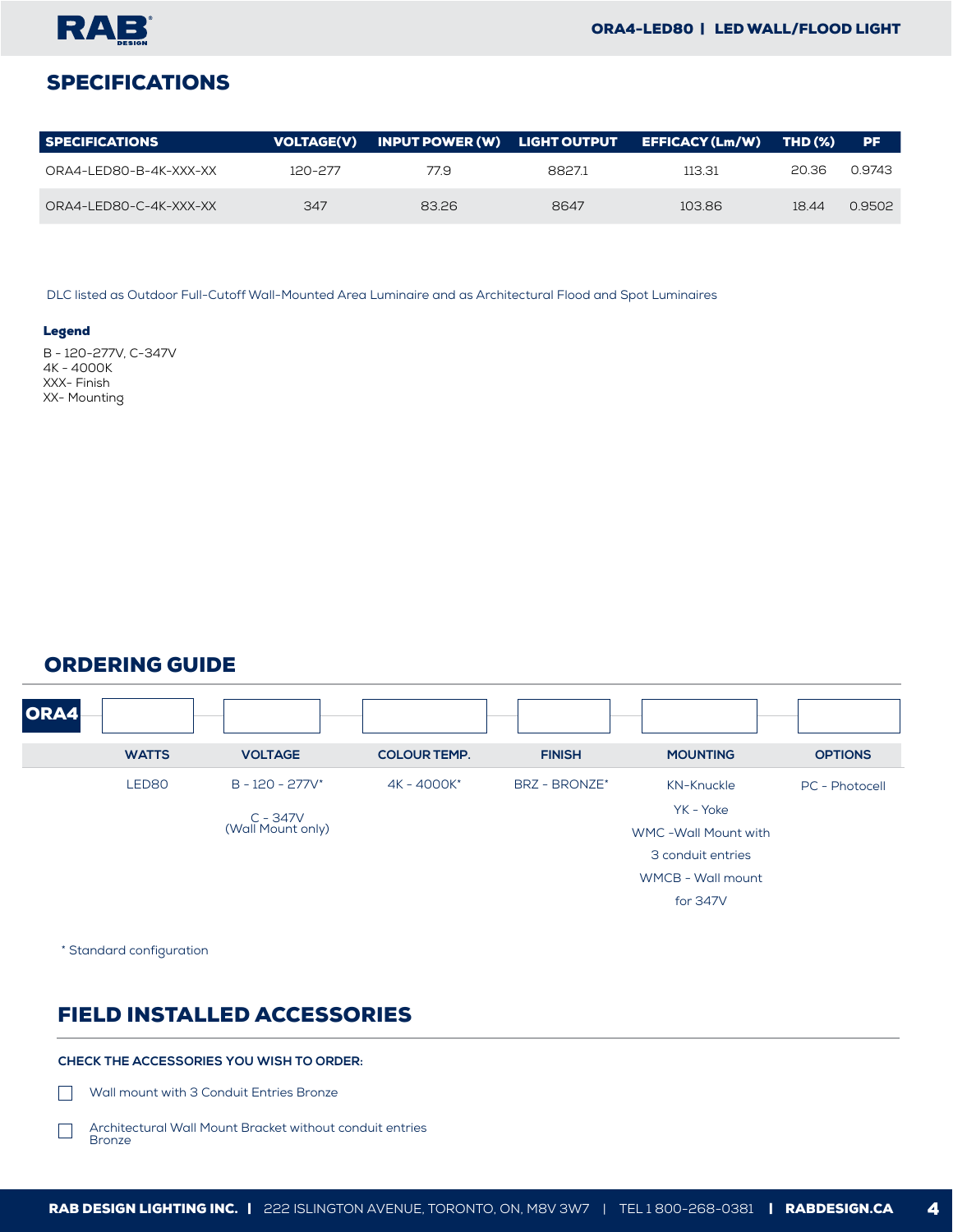## SPECIFICATIONS

| SPECIFICATIONS | VOLTAGE(V) | INPUT POWER (W) | LIGHT OUTPUT | EFFICACY (Lm/W) | THD (%) | PF |
|---|---|---|---|---|---|---|
| ORA4-LED80-B-4K-XXX-XX | 120-277 | 77.9 | 8827.1 | 113.31 | 20.36 | 0.9743 |
| ORA4-LED80-C-4K-XXX-XX | 347 | 83.26 | 8647 | 103.86 | 18.44 | 0.9502 |

DLC listed as Outdoor Full-Cutoff Wall-Mounted Area Luminaire and as Architectural Flood and Spot Luminaires

**Legend**

B - 120-277V, C-347V
4K - 4000K
XXX- Finish
XX- Mounting

## ORDERING GUIDE

| ORA4 | WATTS | VOLTAGE | COLOUR TEMP. | FINISH | MOUNTING | OPTIONS |
|---|---|---|---|---|---|---|
| | LED80 | B - 120 - 277V* | 4K - 4000K* | BRZ - BRONZE* | KN-Knuckle | PC - Photocell |
| | | C - 347V (Wall Mount only) | | | YK - Yoke | |
| | | | | | WMC -Wall Mount with 3 conduit entries | |
| | | | | | WMCB - Wall mount for 347V | |

* Standard configuration

## FIELD INSTALLED ACCESSORIES

**CHECK THE ACCESSORIES YOU WISH TO ORDER:**

- ☐ Wall mount with 3 Conduit Entries Bronze
- ☐ Architectural Wall Mount Bracket without conduit entries Bronze

**RAB DESIGN LIGHTING INC.** | 222 ISLINGTON AVENUE, TORONTO, ON, M8V 3W7 | TEL 1 800-268-0381 | **RABDESIGN.CA**